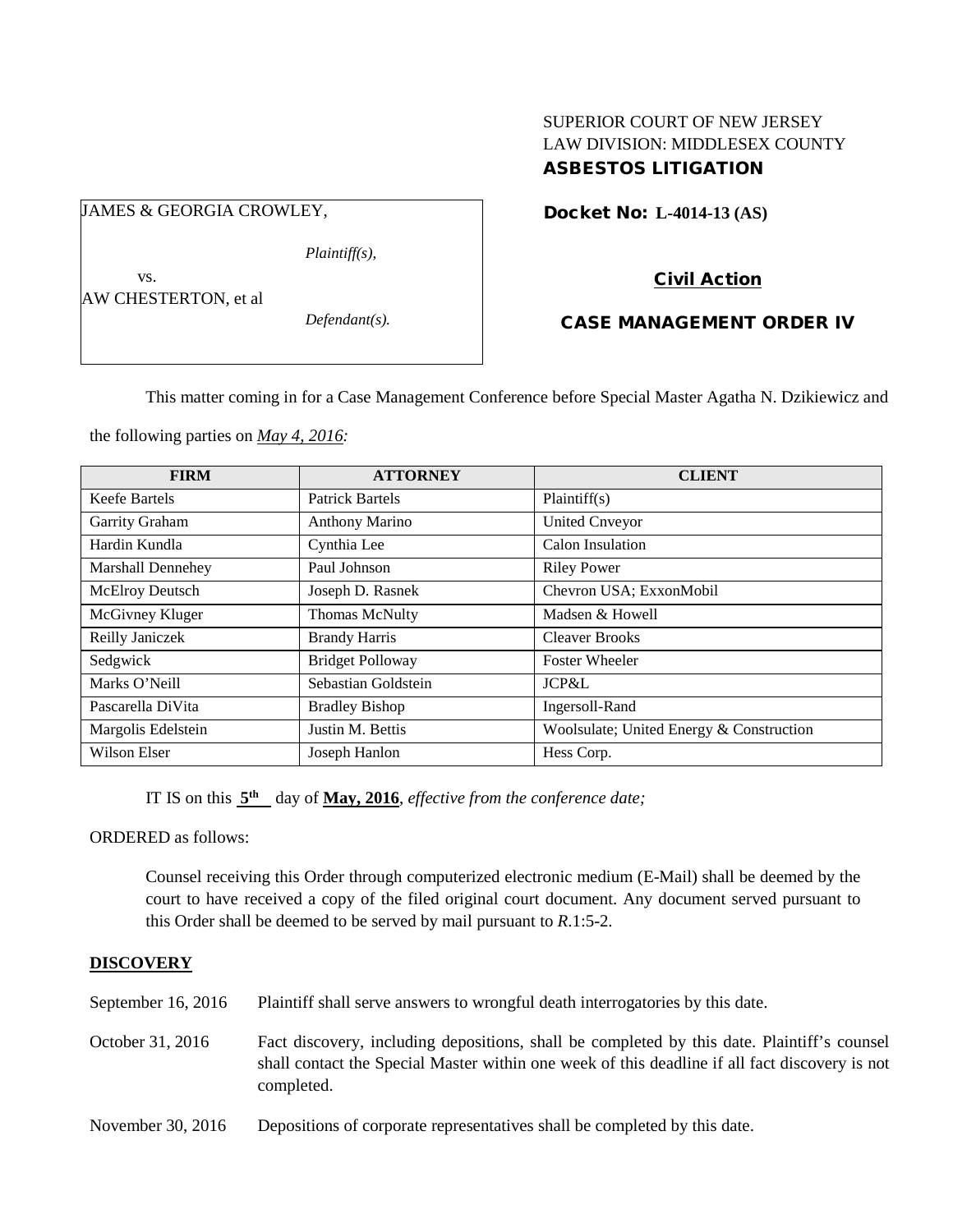SUPERIOR COURT OF NEW JERSEY
LAW DIVISION: MIDDLESEX COUNTY
**ASBESTOS LITIGATION**

JAMES & GEORGIA CROWLEY,

*Plaintiff(s),*

vs.

AW CHESTERTON, et al

*Defendant(s).*

**Docket No: L-4014-13 (AS)**

**Civil Action**

**CASE MANAGEMENT ORDER IV**

This matter coming in for a Case Management Conference before Special Master Agatha N. Dzikiewicz and the following parties on *May 4, 2016:*

| FIRM | ATTORNEY | CLIENT |
|---|---|---|
| Keefe Bartels | Patrick Bartels | Plaintiff(s) |
| Garrity Graham | Anthony Marino | United Cnveyor |
| Hardin Kundla | Cynthia Lee | Calon Insulation |
| Marshall Dennehey | Paul Johnson | Riley Power |
| McElroy Deutsch | Joseph D. Rasnek | Chevron USA; ExxonMobil |
| McGivney Kluger | Thomas McNulty | Madsen & Howell |
| Reilly Janiczek | Brandy Harris | Cleaver Brooks |
| Sedgwick | Bridget Polloway | Foster Wheeler |
| Marks O'Neill | Sebastian Goldstein | JCP&L |
| Pascarella DiVita | Bradley Bishop | Ingersoll-Rand |
| Margolis Edelstein | Justin M. Bettis | Woolsulate; United Energy & Construction |
| Wilson Elser | Joseph Hanlon | Hess Corp. |

IT IS on this **5th** day of **May, 2016**, *effective from the conference date;*

ORDERED as follows:

Counsel receiving this Order through computerized electronic medium (E-Mail) shall be deemed by the court to have received a copy of the filed original court document. Any document served pursuant to this Order shall be deemed to be served by mail pursuant to *R*.1:5-2.

## DISCOVERY

September 16, 2016 — Plaintiff shall serve answers to wrongful death interrogatories by this date.

October 31, 2016 — Fact discovery, including depositions, shall be completed by this date. Plaintiff's counsel shall contact the Special Master within one week of this deadline if all fact discovery is not completed.

November 30, 2016 — Depositions of corporate representatives shall be completed by this date.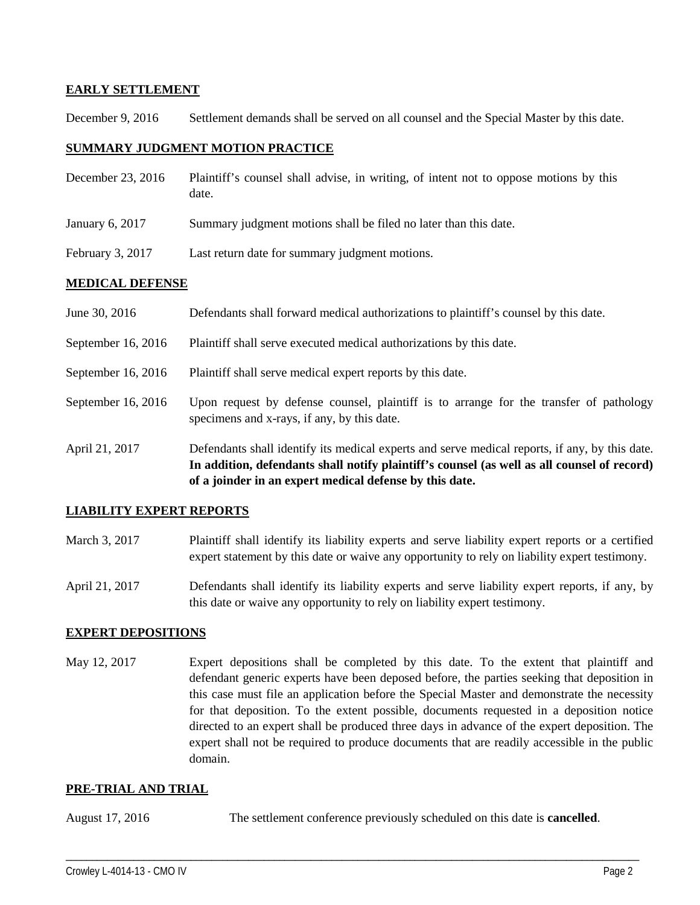**EARLY SETTLEMENT**

| | |
|---|---|
| December 9, 2016 | Settlement demands shall be served on all counsel and the Special Master by this date. |

**SUMMARY JUDGMENT MOTION PRACTICE**

| | |
|---|---|
| December 23, 2016 | Plaintiff's counsel shall advise, in writing, of intent not to oppose motions by this date. |
| January 6, 2017 | Summary judgment motions shall be filed no later than this date. |
| February 3, 2017 | Last return date for summary judgment motions. |

**MEDICAL DEFENSE**

| | |
|---|---|
| June 30, 2016 | Defendants shall forward medical authorizations to plaintiff's counsel by this date. |
| September 16, 2016 | Plaintiff shall serve executed medical authorizations by this date. |
| September 16, 2016 | Plaintiff shall serve medical expert reports by this date. |
| September 16, 2016 | Upon request by defense counsel, plaintiff is to arrange for the transfer of pathology specimens and x-rays, if any, by this date. |
| April 21, 2017 | Defendants shall identify its medical experts and serve medical reports, if any, by this date. **In addition, defendants shall notify plaintiff's counsel (as well as all counsel of record) of a joinder in an expert medical defense by this date.** |

**LIABILITY EXPERT REPORTS**

| | |
|---|---|
| March 3, 2017 | Plaintiff shall identify its liability experts and serve liability expert reports or a certified expert statement by this date or waive any opportunity to rely on liability expert testimony. |
| April 21, 2017 | Defendants shall identify its liability experts and serve liability expert reports, if any, by this date or waive any opportunity to rely on liability expert testimony. |

**EXPERT DEPOSITIONS**

| | |
|---|---|
| May 12, 2017 | Expert depositions shall be completed by this date. To the extent that plaintiff and defendant generic experts have been deposed before, the parties seeking that deposition in this case must file an application before the Special Master and demonstrate the necessity for that deposition. To the extent possible, documents requested in a deposition notice directed to an expert shall be produced three days in advance of the expert deposition. The expert shall not be required to produce documents that are readily accessible in the public domain. |

**PRE-TRIAL AND TRIAL**

| | |
|---|---|
| August 17, 2016 | The settlement conference previously scheduled on this date is **cancelled**. |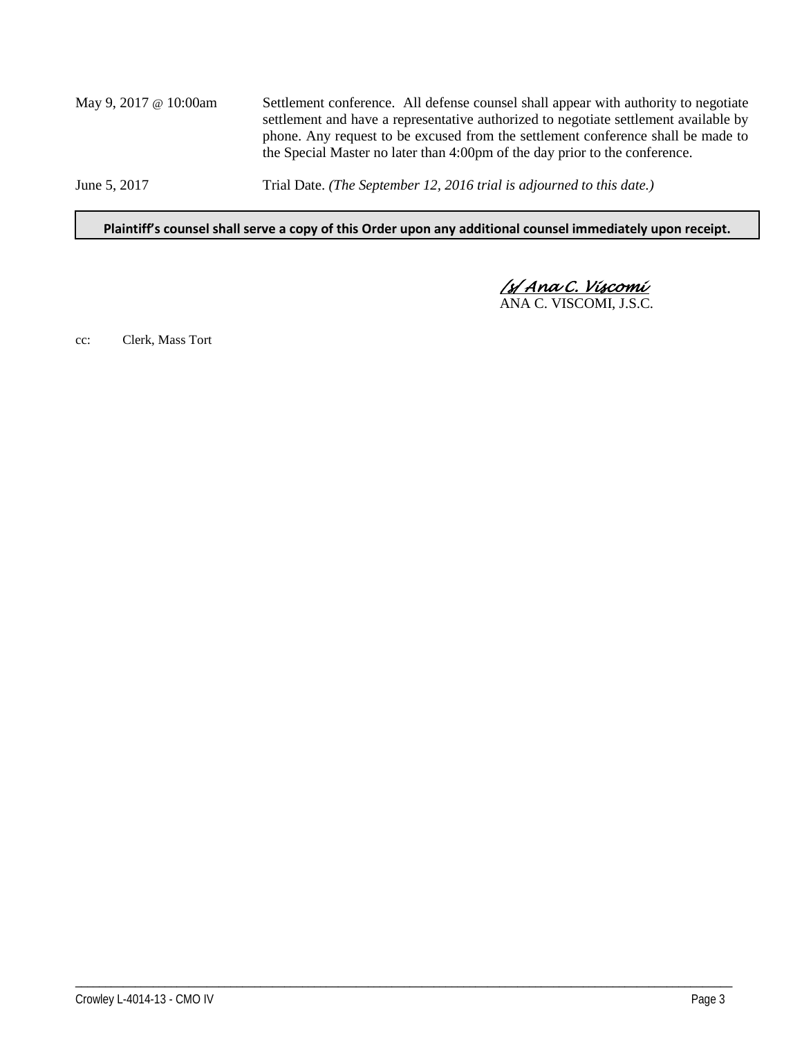| | |
|---|---|
| May 9, 2017 @ 10:00am | Settlement conference. All defense counsel shall appear with authority to negotiate settlement and have a representative authorized to negotiate settlement available by phone. Any request to be excused from the settlement conference shall be made to the Special Master no later than 4:00pm of the day prior to the conference. |
| June 5, 2017 | Trial Date. *(The September 12, 2016 trial is adjourned to this date.)* |

**Plaintiff's counsel shall serve a copy of this Order upon any additional counsel immediately upon receipt.**

*/s/ Ana C. Viscomi*
ANA C. VISCOMI, J.S.C.

cc: Clerk, Mass Tort